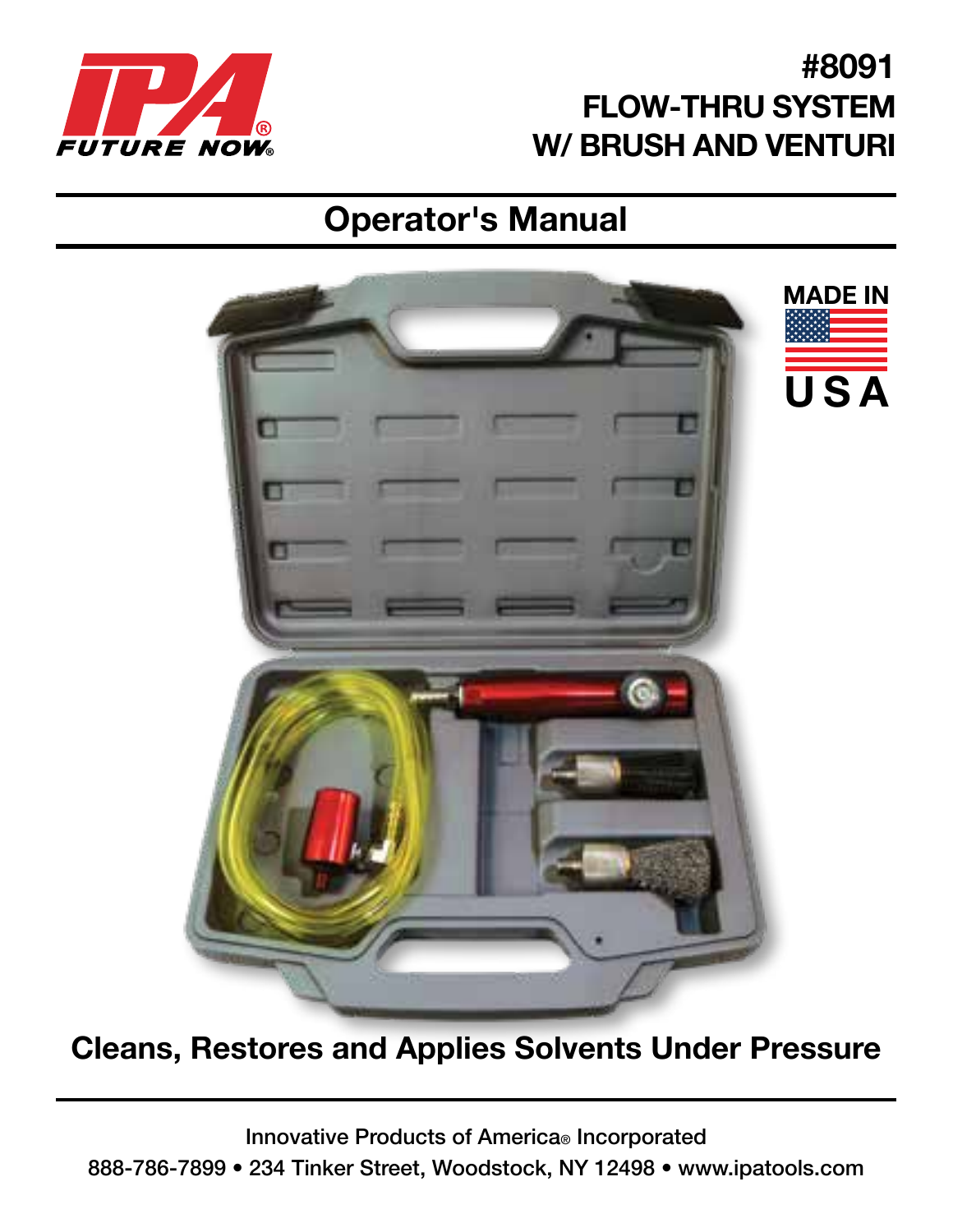IPA® FUTURE NOW®

# #8091 FLOW-THRU SYSTEM W/ BRUSH AND VENTURI

## Operator's Manual

MADE IN USA

**Cleans, Restores and Applies Solvents Under Pressure**

Innovative Products of America® Incorporated

888-786-7899 • 234 Tinker Street, Woodstock, NY 12498 • www.ipatools.com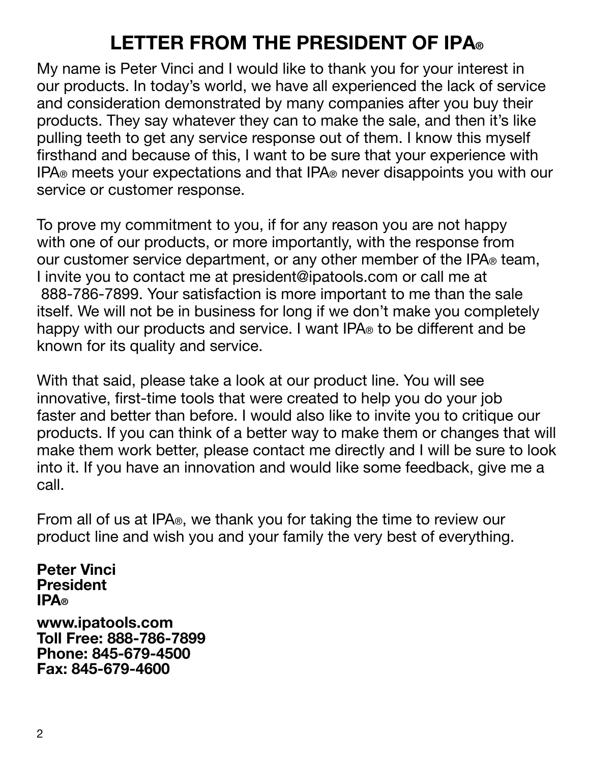# LETTER FROM THE PRESIDENT OF IPA®

My name is Peter Vinci and I would like to thank you for your interest in our products. In today's world, we have all experienced the lack of service and consideration demonstrated by many companies after you buy their products. They say whatever they can to make the sale, and then it's like pulling teeth to get any service response out of them. I know this myself firsthand and because of this, I want to be sure that your experience with IPA® meets your expectations and that IPA® never disappoints you with our service or customer response.

To prove my commitment to you, if for any reason you are not happy with one of our products, or more importantly, with the response from our customer service department, or any other member of the IPA® team, I invite you to contact me at president@ipatools.com or call me at 888-786-7899. Your satisfaction is more important to me than the sale itself. We will not be in business for long if we don't make you completely happy with our products and service. I want IPA® to be different and be known for its quality and service.

With that said, please take a look at our product line. You will see innovative, first-time tools that were created to help you do your job faster and better than before. I would also like to invite you to critique our products. If you can think of a better way to make them or changes that will make them work better, please contact me directly and I will be sure to look into it. If you have an innovation and would like some feedback, give me a call.

From all of us at IPA®, we thank you for taking the time to review our product line and wish you and your family the very best of everything.

**Peter Vinci**
**President**
**IPA®**

**www.ipatools.com**
**Toll Free: 888-786-7899**
**Phone: 845-679-4500**
**Fax: 845-679-4600**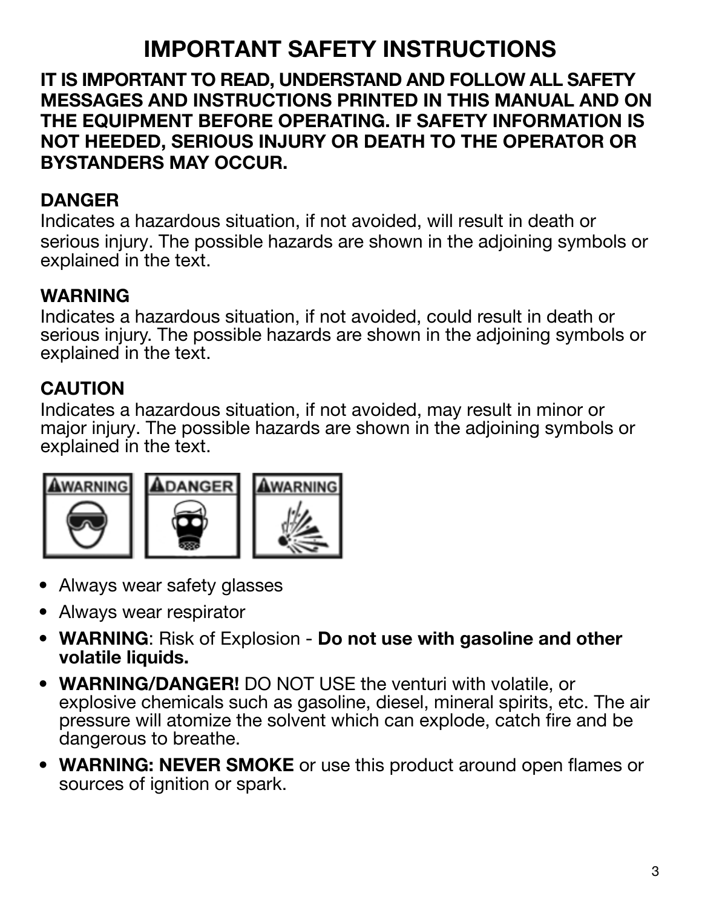# IMPORTANT SAFETY INSTRUCTIONS

**IT IS IMPORTANT TO READ, UNDERSTAND AND FOLLOW ALL SAFETY MESSAGES AND INSTRUCTIONS PRINTED IN THIS MANUAL AND ON THE EQUIPMENT BEFORE OPERATING. IF SAFETY INFORMATION IS NOT HEEDED, SERIOUS INJURY OR DEATH TO THE OPERATOR OR BYSTANDERS MAY OCCUR.**

**DANGER**
Indicates a hazardous situation, if not avoided, will result in death or serious injury. The possible hazards are shown in the adjoining symbols or explained in the text.

**WARNING**
Indicates a hazardous situation, if not avoided, could result in death or serious injury. The possible hazards are shown in the adjoining symbols or explained in the text.

**CAUTION**
Indicates a hazardous situation, if not avoided, may result in minor or major injury. The possible hazards are shown in the adjoining symbols or explained in the text.

WARNING DANGER WARNING

- Always wear safety glasses
- Always wear respirator
- **WARNING**: Risk of Explosion - **Do not use with gasoline and other volatile liquids.**
- **WARNING/DANGER!** DO NOT USE the venturi with volatile, or explosive chemicals such as gasoline, diesel, mineral spirits, etc. The air pressure will atomize the solvent which can explode, catch fire and be dangerous to breathe.
- **WARNING: NEVER SMOKE** or use this product around open flames or sources of ignition or spark.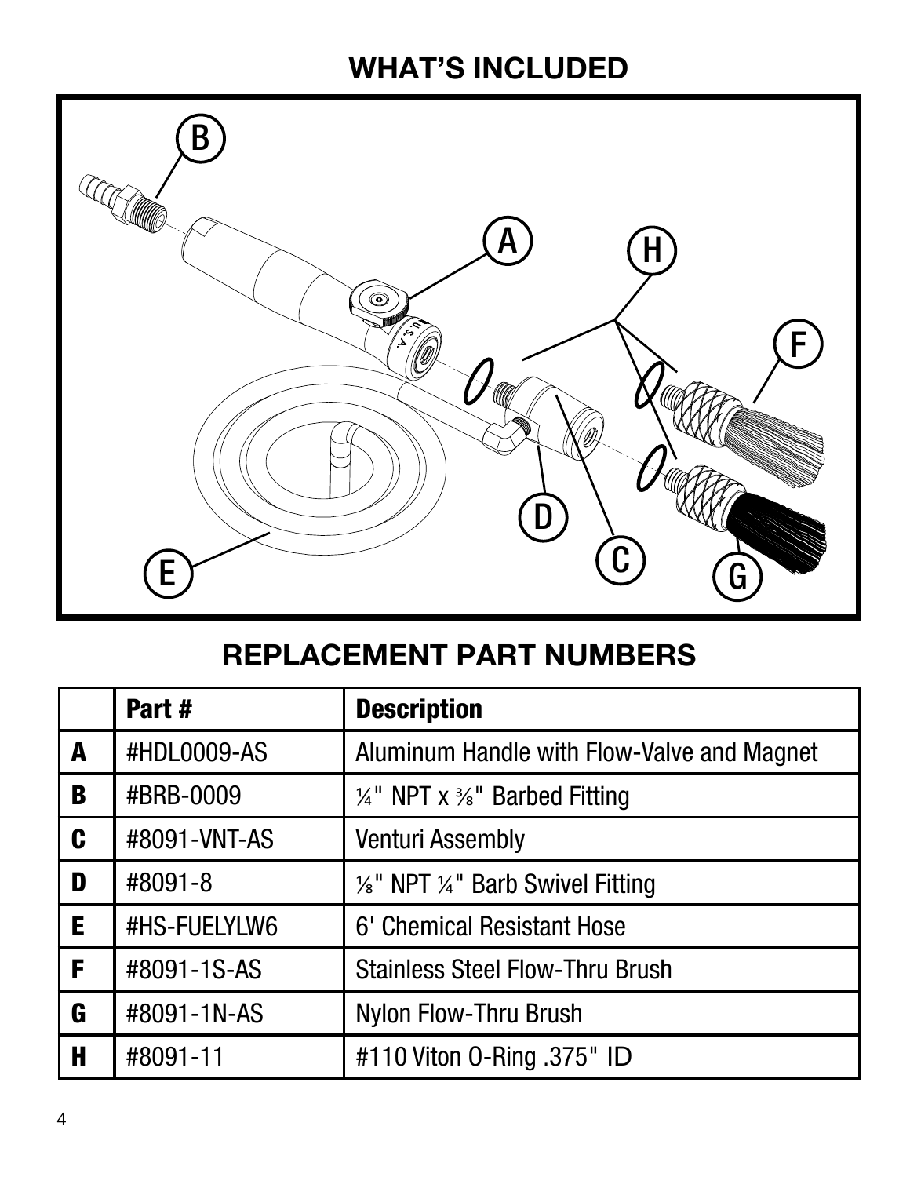## WHAT'S INCLUDED

## REPLACEMENT PART NUMBERS

| | Part # | Description |
|---|---|---|
| **A** | #HDL0009-AS | Aluminum Handle with Flow-Valve and Magnet |
| **B** | #BRB-0009 | ¼" NPT x ⅜" Barbed Fitting |
| **C** | #8091-VNT-AS | Venturi Assembly |
| **D** | #8091-8 | ⅛" NPT ¼" Barb Swivel Fitting |
| **E** | #HS-FUELYLW6 | 6' Chemical Resistant Hose |
| **F** | #8091-1S-AS | Stainless Steel Flow-Thru Brush |
| **G** | #8091-1N-AS | Nylon Flow-Thru Brush |
| **H** | #8091-11 | #110 Viton O-Ring .375" ID |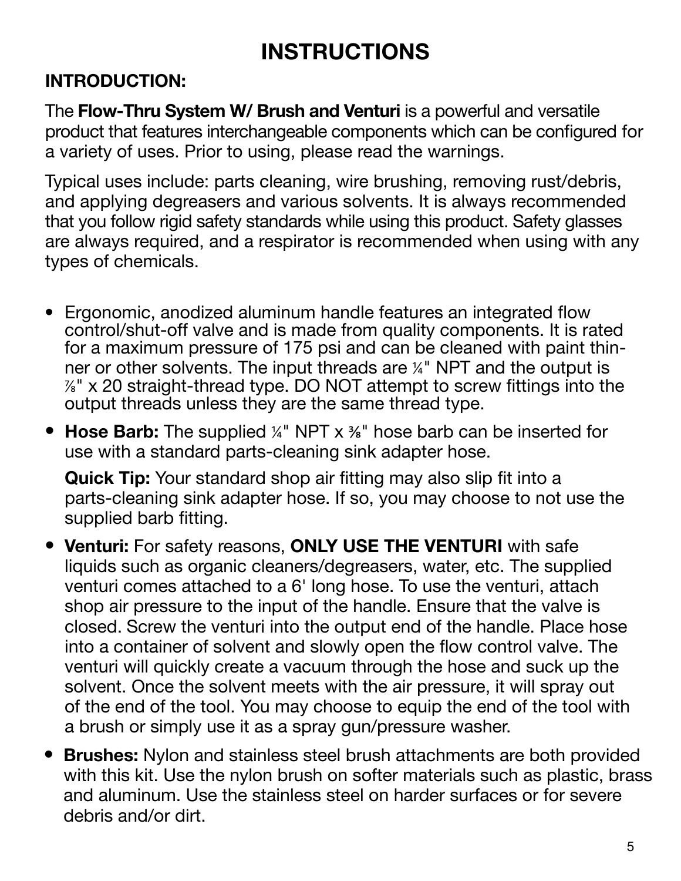# INSTRUCTIONS

## INTRODUCTION:

The **Flow-Thru System W/ Brush and Venturi** is a powerful and versatile product that features interchangeable components which can be configured for a variety of uses. Prior to using, please read the warnings.

Typical uses include: parts cleaning, wire brushing, removing rust/debris, and applying degreasers and various solvents. It is always recommended that you follow rigid safety standards while using this product. Safety glasses are always required, and a respirator is recommended when using with any types of chemicals.

- Ergonomic, anodized aluminum handle features an integrated flow control/shut-off valve and is made from quality components. It is rated for a maximum pressure of 175 psi and can be cleaned with paint thinner or other solvents. The input threads are ¼" NPT and the output is ⅞" x 20 straight-thread type. DO NOT attempt to screw fittings into the output threads unless they are the same thread type.
- **Hose Barb:** The supplied ¼" NPT x ⅜" hose barb can be inserted for use with a standard parts-cleaning sink adapter hose.

  **Quick Tip:** Your standard shop air fitting may also slip fit into a parts-cleaning sink adapter hose. If so, you may choose to not use the supplied barb fitting.
- **Venturi:** For safety reasons, **ONLY USE THE VENTURI** with safe liquids such as organic cleaners/degreasers, water, etc. The supplied venturi comes attached to a 6' long hose. To use the venturi, attach shop air pressure to the input of the handle. Ensure that the valve is closed. Screw the venturi into the output end of the handle. Place hose into a container of solvent and slowly open the flow control valve. The venturi will quickly create a vacuum through the hose and suck up the solvent. Once the solvent meets with the air pressure, it will spray out of the end of the tool. You may choose to equip the end of the tool with a brush or simply use it as a spray gun/pressure washer.
- **Brushes:** Nylon and stainless steel brush attachments are both provided with this kit. Use the nylon brush on softer materials such as plastic, brass and aluminum. Use the stainless steel on harder surfaces or for severe debris and/or dirt.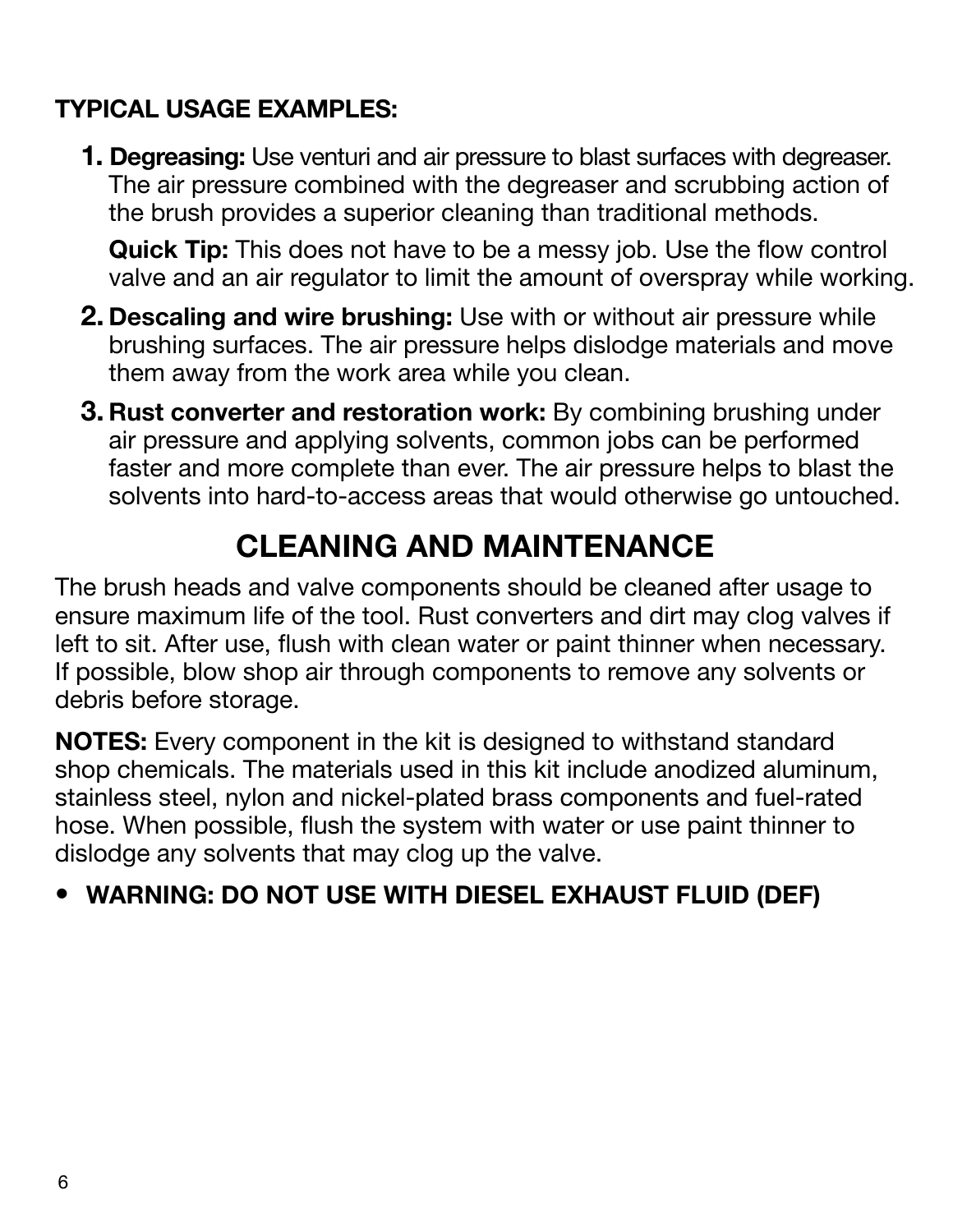**TYPICAL USAGE EXAMPLES:**

1. **Degreasing:** Use venturi and air pressure to blast surfaces with degreaser. The air pressure combined with the degreaser and scrubbing action of the brush provides a superior cleaning than traditional methods.

   **Quick Tip:** This does not have to be a messy job. Use the flow control valve and an air regulator to limit the amount of overspray while working.

2. **Descaling and wire brushing:** Use with or without air pressure while brushing surfaces. The air pressure helps dislodge materials and move them away from the work area while you clean.

3. **Rust converter and restoration work:** By combining brushing under air pressure and applying solvents, common jobs can be performed faster and more complete than ever. The air pressure helps to blast the solvents into hard-to-access areas that would otherwise go untouched.

## CLEANING AND MAINTENANCE

The brush heads and valve components should be cleaned after usage to ensure maximum life of the tool. Rust converters and dirt may clog valves if left to sit. After use, flush with clean water or paint thinner when necessary. If possible, blow shop air through components to remove any solvents or debris before storage.

**NOTES:** Every component in the kit is designed to withstand standard shop chemicals. The materials used in this kit include anodized aluminum, stainless steel, nylon and nickel-plated brass components and fuel-rated hose. When possible, flush the system with water or use paint thinner to dislodge any solvents that may clog up the valve.

- **WARNING: DO NOT USE WITH DIESEL EXHAUST FLUID (DEF)**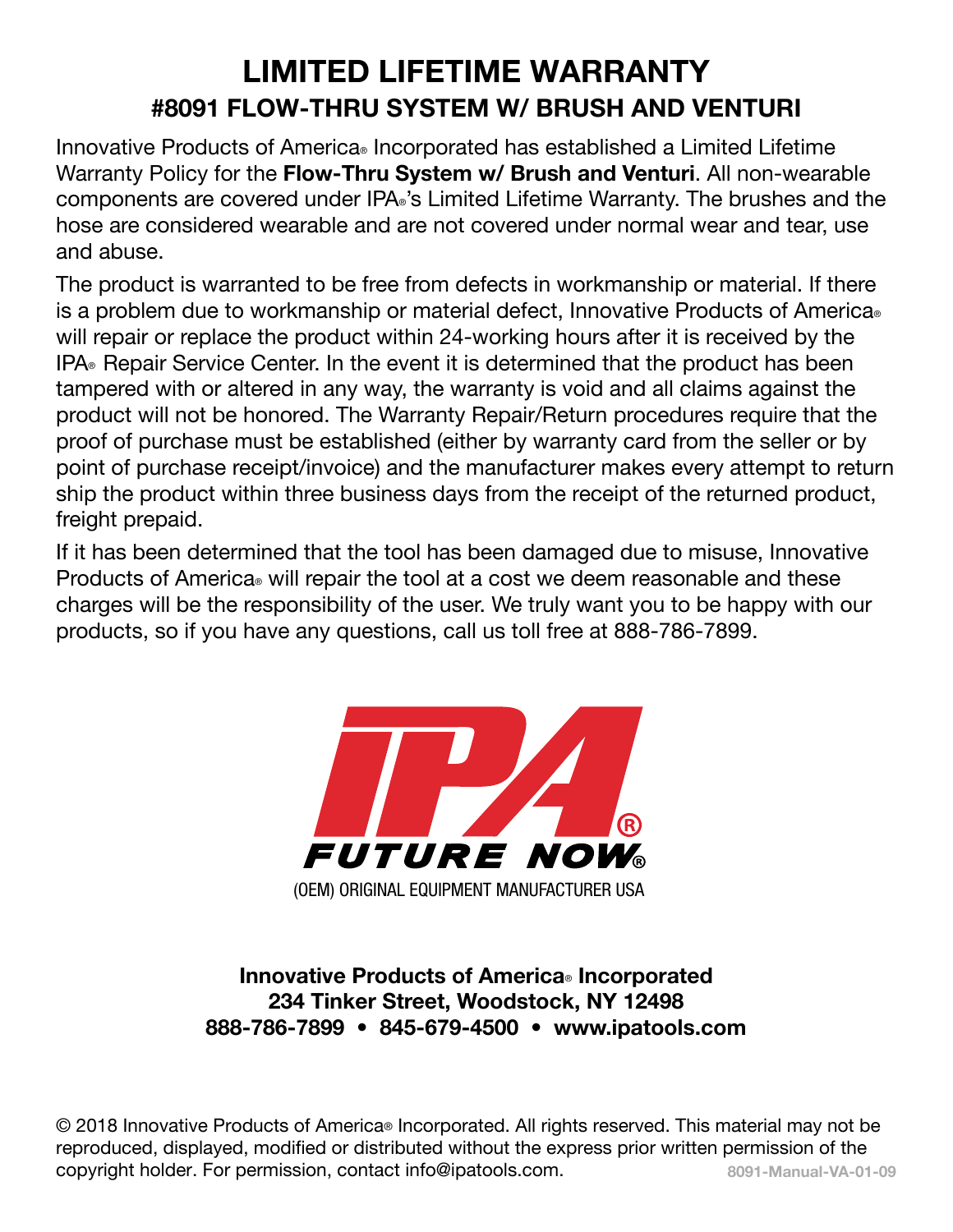# LIMITED LIFETIME WARRANTY

## #8091 FLOW-THRU SYSTEM W/ BRUSH AND VENTURI

Innovative Products of America® Incorporated has established a Limited Lifetime Warranty Policy for the **Flow-Thru System w/ Brush and Venturi**. All non-wearable components are covered under IPA®'s Limited Lifetime Warranty. The brushes and the hose are considered wearable and are not covered under normal wear and tear, use and abuse.

The product is warranted to be free from defects in workmanship or material. If there is a problem due to workmanship or material defect, Innovative Products of America® will repair or replace the product within 24-working hours after it is received by the IPA® Repair Service Center. In the event it is determined that the product has been tampered with or altered in any way, the warranty is void and all claims against the product will not be honored. The Warranty Repair/Return procedures require that the proof of purchase must be established (either by warranty card from the seller or by point of purchase receipt/invoice) and the manufacturer makes every attempt to return ship the product within three business days from the receipt of the returned product, freight prepaid.

If it has been determined that the tool has been damaged due to misuse, Innovative Products of America® will repair the tool at a cost we deem reasonable and these charges will be the responsibility of the user. We truly want you to be happy with our products, so if you have any questions, call us toll free at 888-786-7899.

IPA®
FUTURE NOW®
(OEM) ORIGINAL EQUIPMENT MANUFACTURER USA

**Innovative Products of America® Incorporated**
**234 Tinker Street, Woodstock, NY 12498**
**888-786-7899 • 845-679-4500 • www.ipatools.com**

© 2018 Innovative Products of America® Incorporated. All rights reserved. This material may not be reproduced, displayed, modified or distributed without the express prior written permission of the copyright holder. For permission, contact info@ipatools.com.

8091-Manual-VA-01-09